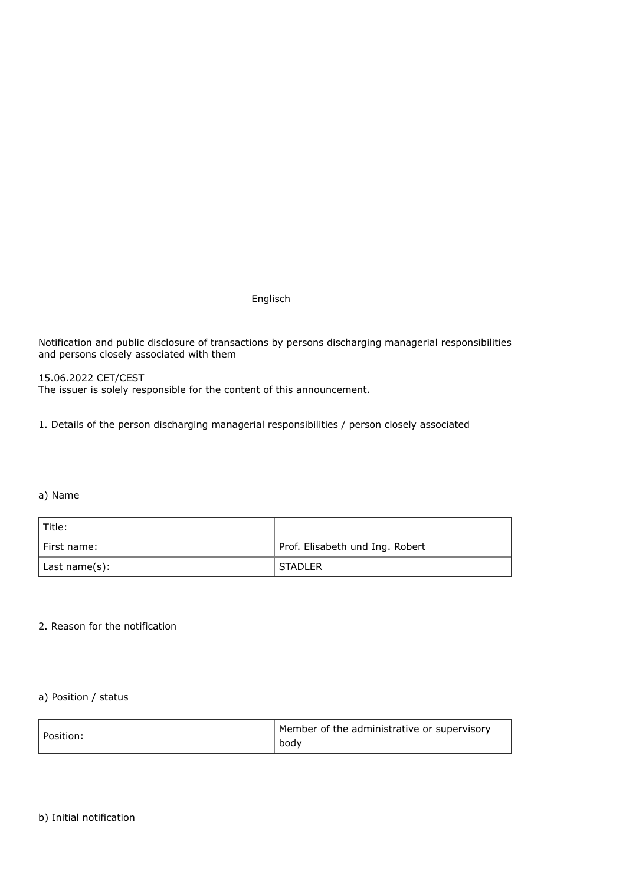Englisch

Notification and public disclosure of transactions by persons discharging managerial responsibilities and persons closely associated with them

15.06.2022 CET/CEST
The issuer is solely responsible for the content of this announcement.

1. Details of the person discharging managerial responsibilities / person closely associated

a) Name

| Title: | |
|---|---|
| First name: | Prof. Elisabeth und Ing. Robert |
| Last name(s): | STADLER |

2. Reason for the notification

a) Position / status

| Position: | Member of the administrative or supervisory body |
|---|---|

b) Initial notification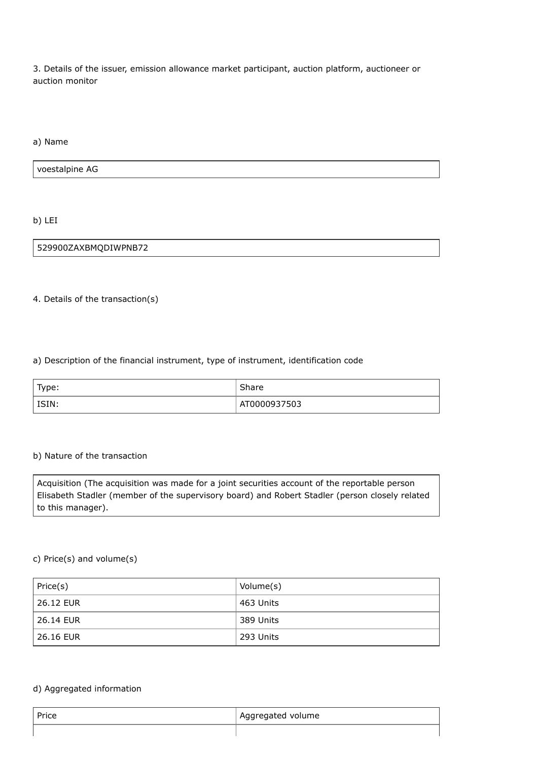3. Details of the issuer, emission allowance market participant, auction platform, auctioneer or auction monitor

a) Name

| voestalpine AG |
|---|

b) LEI

| 529900ZAXBMQDIWPNB72 |
|---|

4. Details of the transaction(s)

a) Description of the financial instrument, type of instrument, identification code

| Type: | Share |
|---|---|
| ISIN: | AT0000937503 |

b) Nature of the transaction

| Acquisition (The acquisition was made for a joint securities account of the reportable person Elisabeth Stadler (member of the supervisory board) and Robert Stadler (person closely related to this manager). |
|---|

c) Price(s) and volume(s)

| Price(s) | Volume(s) |
|---|---|
| 26.12 EUR | 463 Units |
| 26.14 EUR | 389 Units |
| 26.16 EUR | 293 Units |

d) Aggregated information

| Price | Aggregated volume |
|---|---|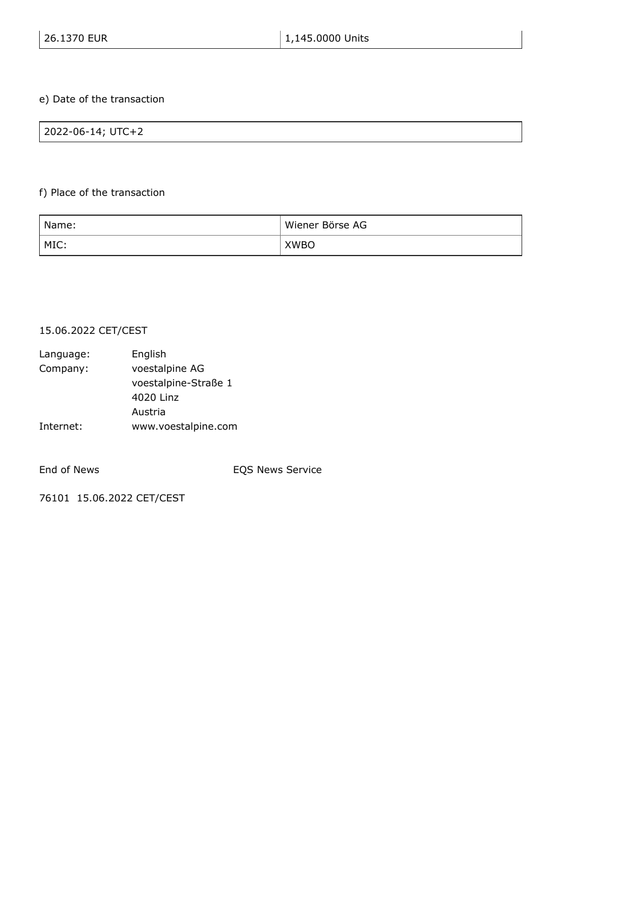| | |
|---|---|
| 26.1370 EUR | 1,145.0000 Units |

e) Date of the transaction

| |
|---|
| 2022-06-14; UTC+2 |

f) Place of the transaction

| | |
|---|---|
| Name: | Wiener Börse AG |
| MIC: | XWBO |

15.06.2022 CET/CEST

| | |
|---|---|
| Language: | English |
| Company: | voestalpine AG |
| | voestalpine-Straße 1 |
| | 4020 Linz |
| | Austria |
| Internet: | www.voestalpine.com |

End of News EQS News Service

76101 15.06.2022 CET/CEST